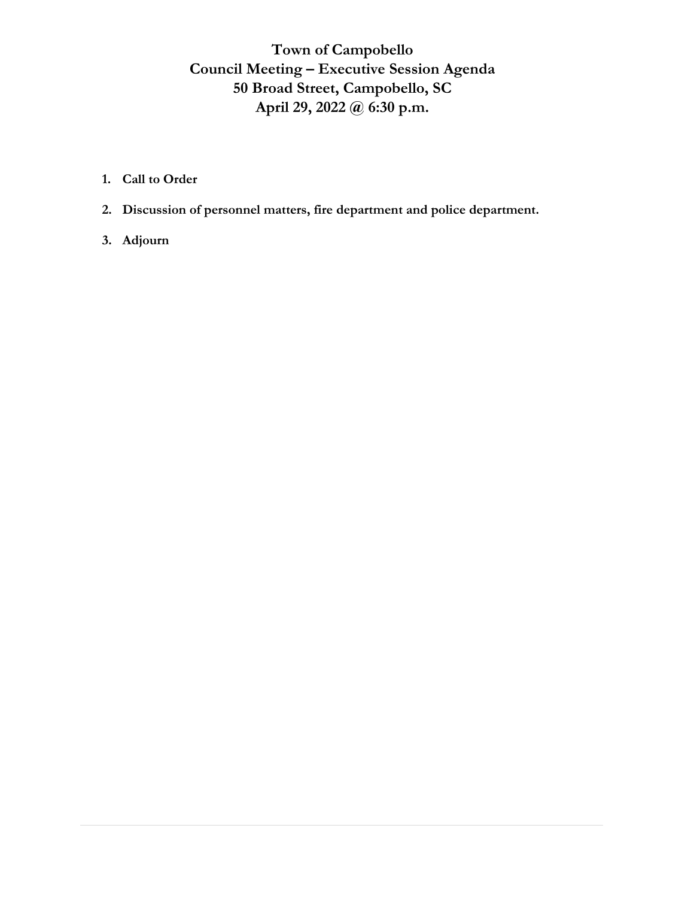# Town of Campobello
# Council Meeting – Executive Session Agenda
# 50 Broad Street, Campobello, SC
# April 29, 2022 @ 6:30 p.m.

1. **Call to Order**
2. **Discussion of personnel matters, fire department and police department.**
3. **Adjourn**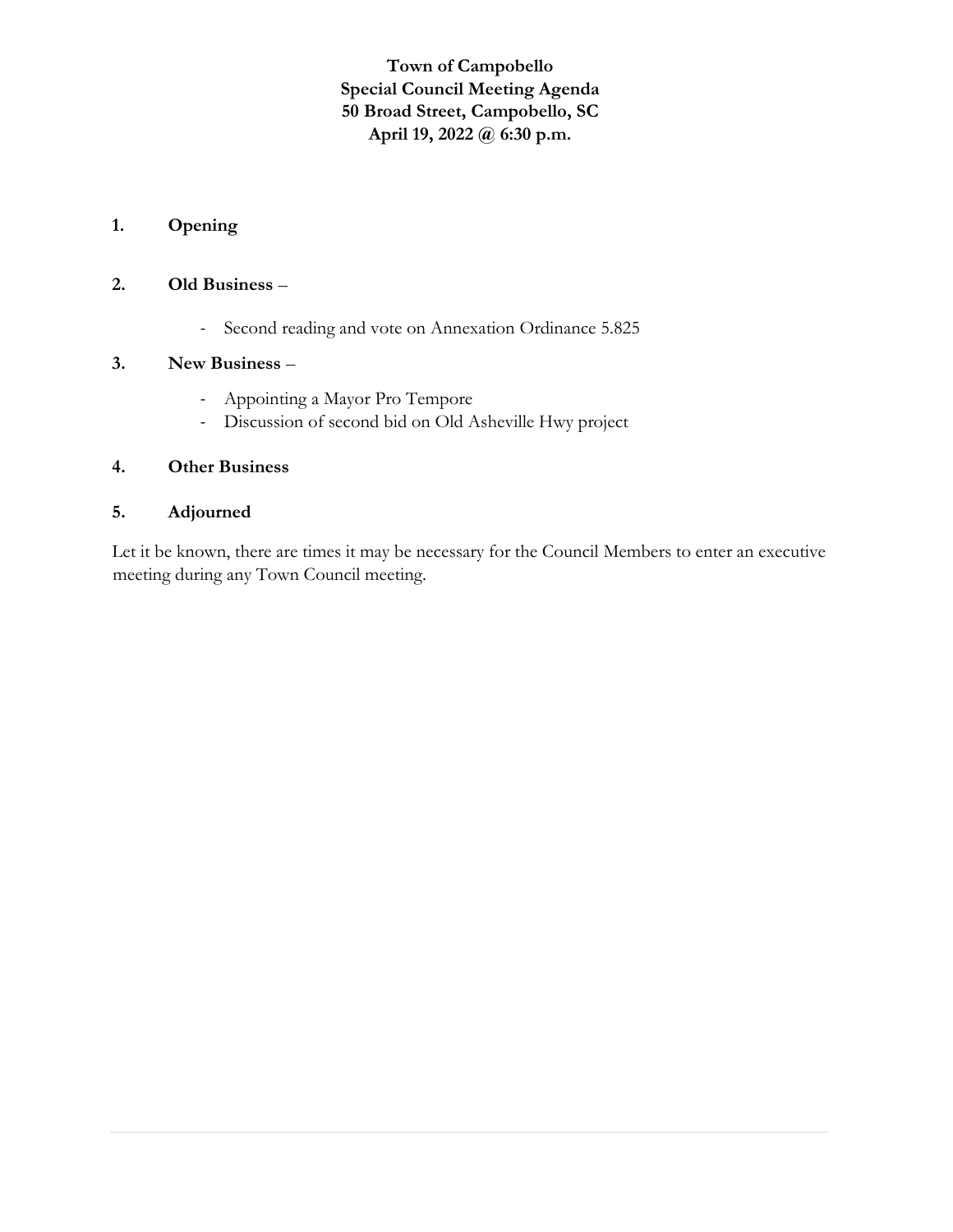# Town of Campobello
## Special Council Meeting Agenda
## 50 Broad Street, Campobello, SC
## April 19, 2022 @ 6:30 p.m.

**1. Opening**

**2. Old Business** –

- Second reading and vote on Annexation Ordinance 5.825

**3. New Business** –

- Appointing a Mayor Pro Tempore
- Discussion of second bid on Old Asheville Hwy project

**4. Other Business**

**5. Adjourned**

Let it be known, there are times it may be necessary for the Council Members to enter an executive meeting during any Town Council meeting.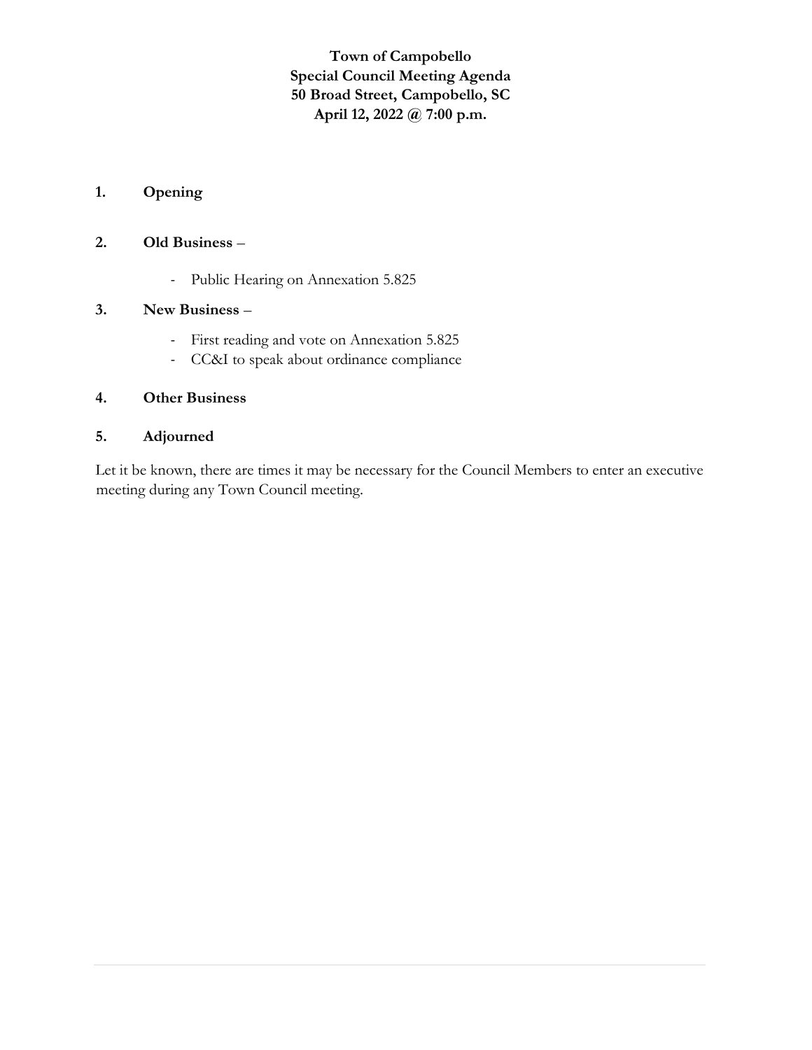**Town of Campobello**
**Special Council Meeting Agenda**
**50 Broad Street, Campobello, SC**
**April 12, 2022 @ 7:00 p.m.**

**1. Opening**

**2. Old Business** –

- Public Hearing on Annexation 5.825

**3. New Business** –

- First reading and vote on Annexation 5.825
- CC&I to speak about ordinance compliance

**4. Other Business**

**5. Adjourned**

Let it be known, there are times it may be necessary for the Council Members to enter an executive meeting during any Town Council meeting.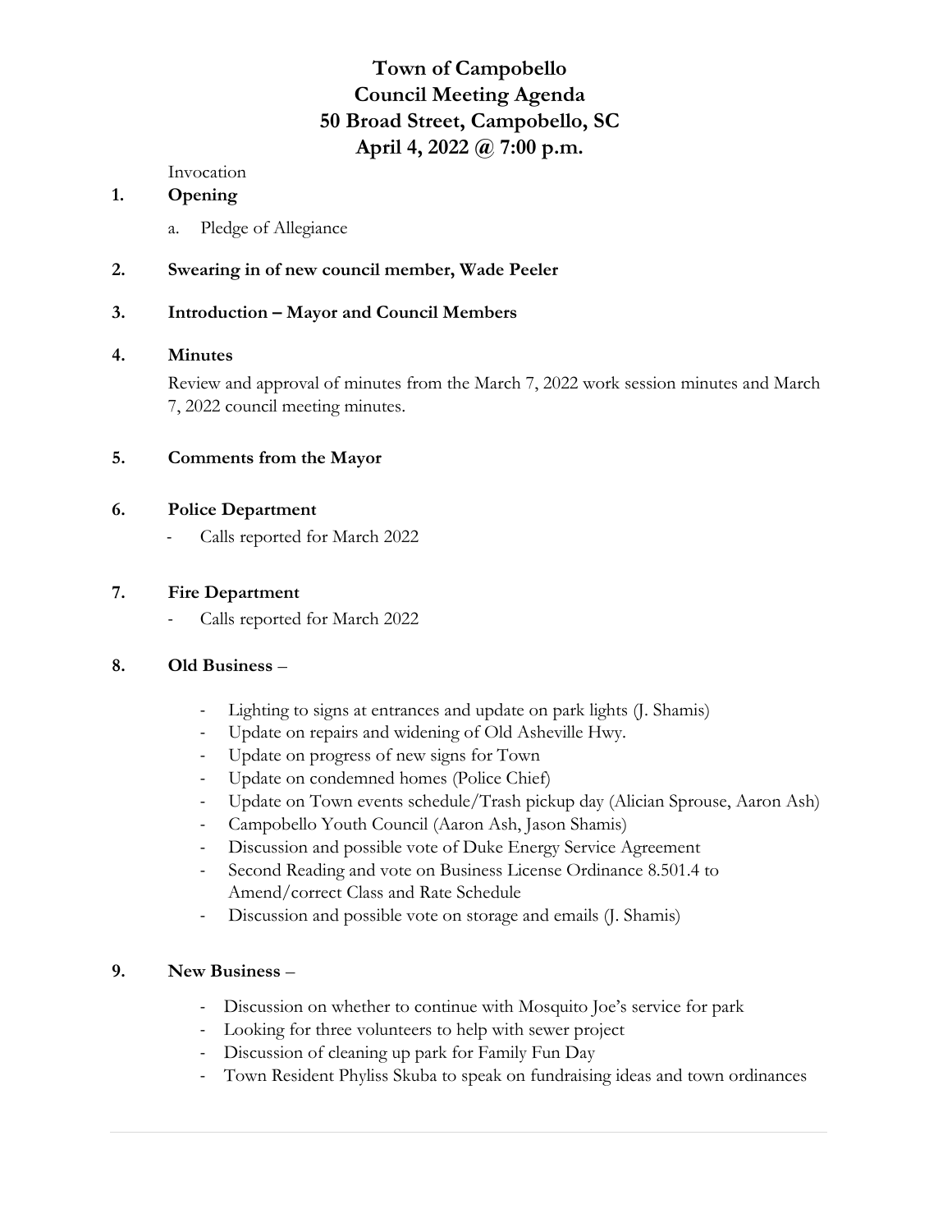# Town of Campobello
# Council Meeting Agenda
# 50 Broad Street, Campobello, SC
# April 4, 2022 @ 7:00 p.m.

Invocation

1. **Opening**
   a. Pledge of Allegiance

2. **Swearing in of new council member, Wade Peeler**

3. **Introduction – Mayor and Council Members**

4. **Minutes**

   Review and approval of minutes from the March 7, 2022 work session minutes and March 7, 2022 council meeting minutes.

5. **Comments from the Mayor**

6. **Police Department**
   - Calls reported for March 2022

7. **Fire Department**
   - Calls reported for March 2022

8. **Old Business** –
   - Lighting to signs at entrances and update on park lights (J. Shamis)
   - Update on repairs and widening of Old Asheville Hwy.
   - Update on progress of new signs for Town
   - Update on condemned homes (Police Chief)
   - Update on Town events schedule/Trash pickup day (Alician Sprouse, Aaron Ash)
   - Campobello Youth Council (Aaron Ash, Jason Shamis)
   - Discussion and possible vote of Duke Energy Service Agreement
   - Second Reading and vote on Business License Ordinance 8.501.4 to Amend/correct Class and Rate Schedule
   - Discussion and possible vote on storage and emails (J. Shamis)

9. **New Business** –
   - Discussion on whether to continue with Mosquito Joe's service for park
   - Looking for three volunteers to help with sewer project
   - Discussion of cleaning up park for Family Fun Day
   - Town Resident Phyliss Skuba to speak on fundraising ideas and town ordinances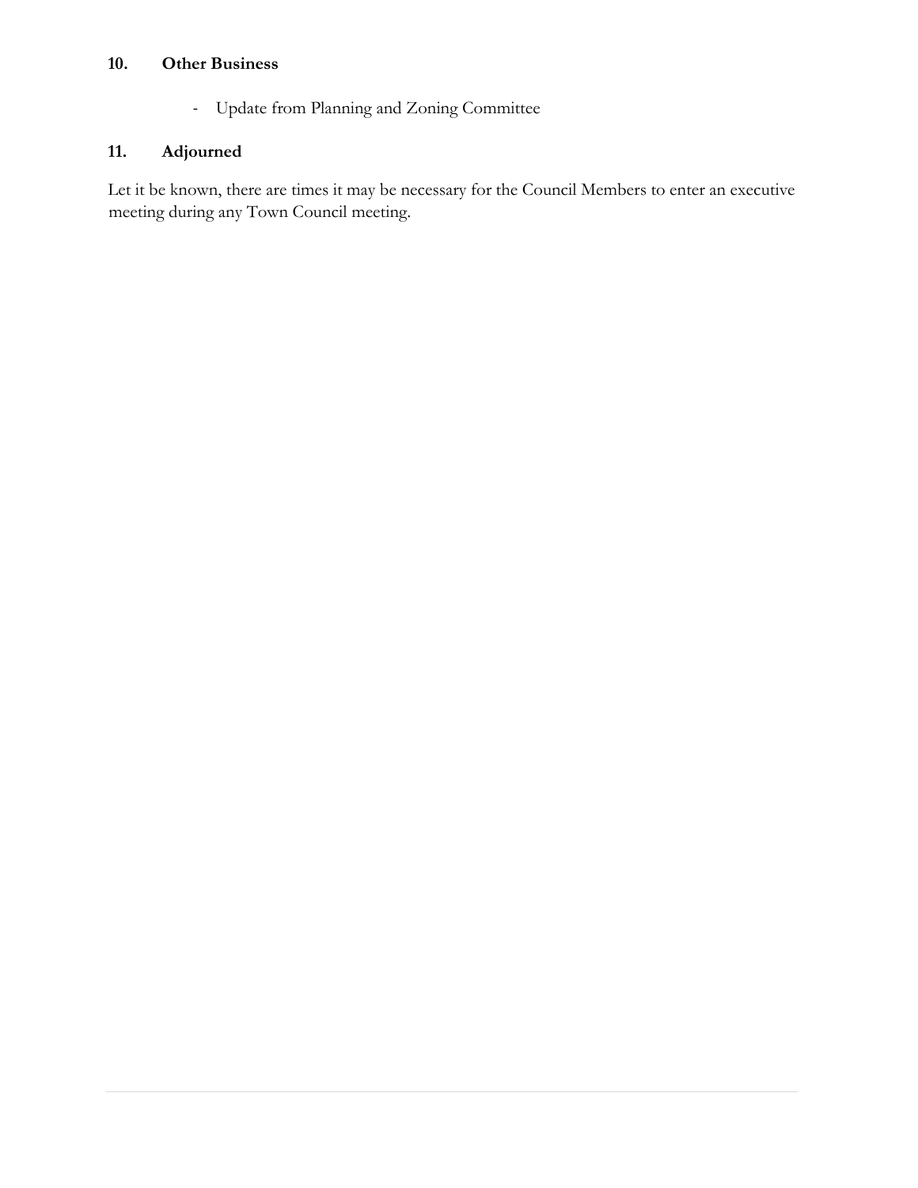## 10. Other Business

- Update from Planning and Zoning Committee

## 11. Adjourned

Let it be known, there are times it may be necessary for the Council Members to enter an executive meeting during any Town Council meeting.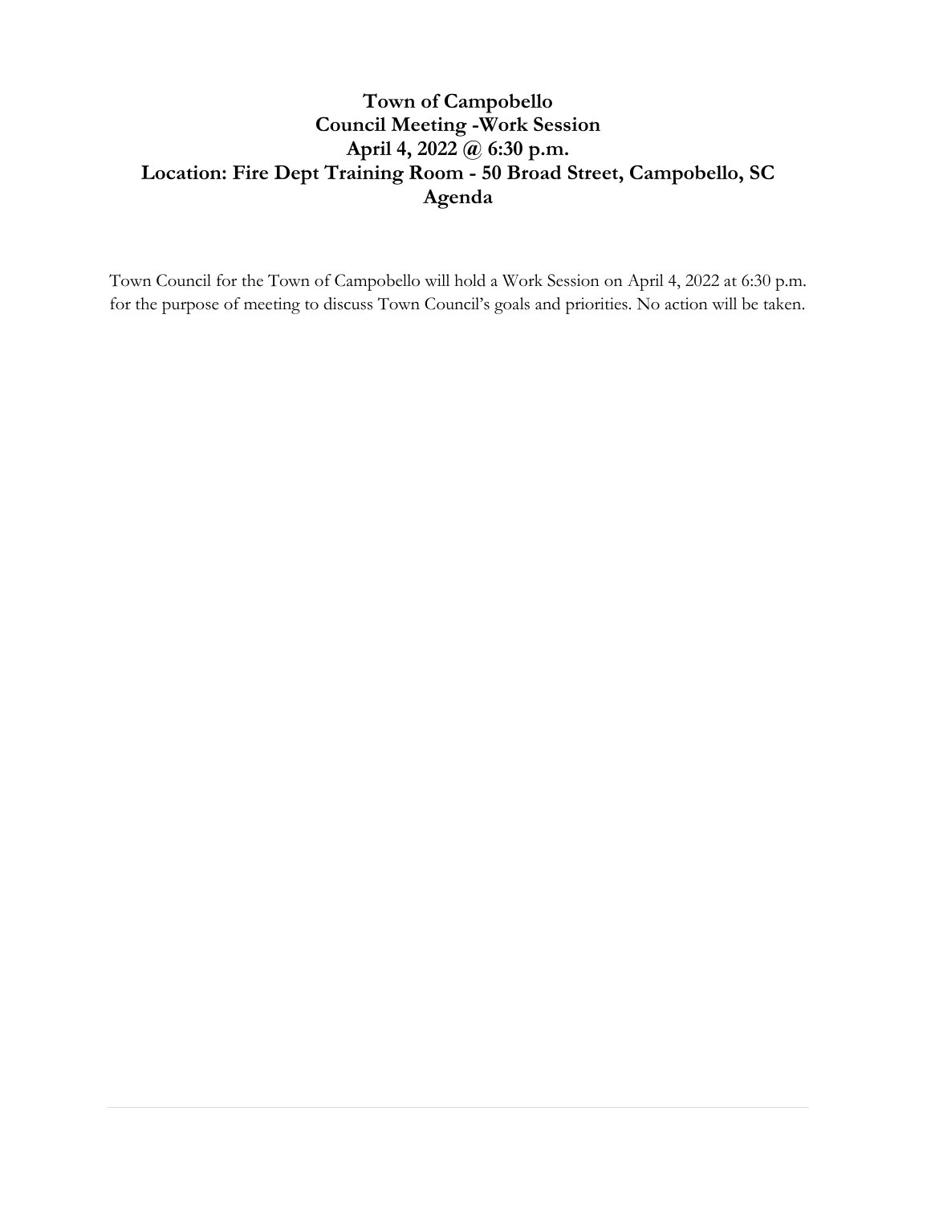# Town of Campobello
## Council Meeting -Work Session
## April 4, 2022 @ 6:30 p.m.
## Location: Fire Dept Training Room - 50 Broad Street, Campobello, SC
## Agenda

Town Council for the Town of Campobello will hold a Work Session on April 4, 2022 at 6:30 p.m. for the purpose of meeting to discuss Town Council's goals and priorities. No action will be taken.